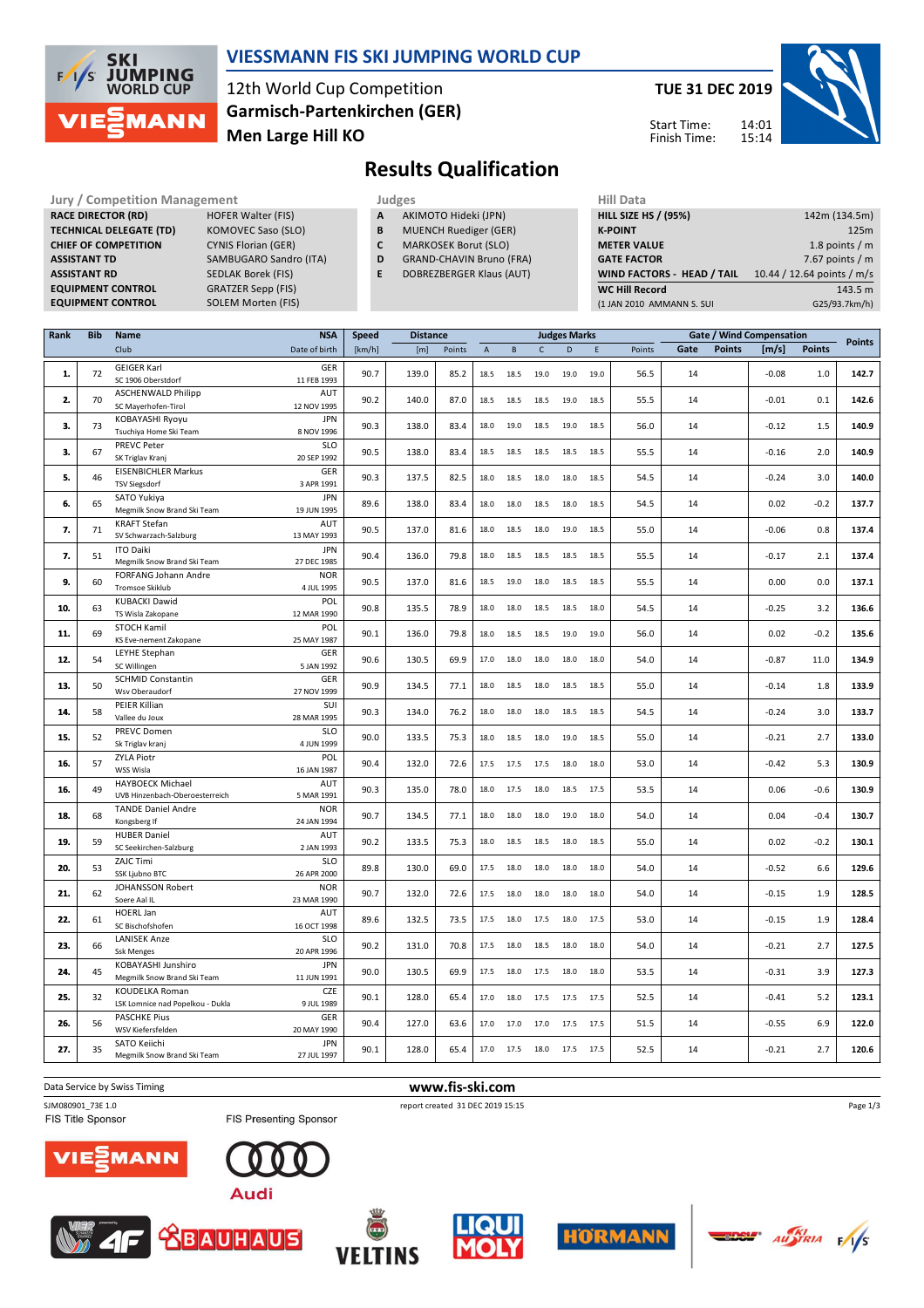# VIESSMANN FIS SKI JUMPING WORLD CUP

12th World Cup Competition
**Garmisch-Partenkirchen (GER)**
**Men Large Hill KO**

**TUE 31 DEC 2019**

Start Time: 14:01
Finish Time: 15:14

## Results Qualification

| Jury / Competition Management | |
|---|---|
| RACE DIRECTOR (RD) | HOFER Walter (FIS) |
| TECHNICAL DELEGATE (TD) | KOMOVEC Saso (SLO) |
| CHIEF OF COMPETITION | CYNIS Florian (GER) |
| ASSISTANT TD | SAMBUGARO Sandro (ITA) |
| ASSISTANT RD | SEDLAK Borek (FIS) |
| EQUIPMENT CONTROL | GRATZER Sepp (FIS) |
| EQUIPMENT CONTROL | SOLEM Morten (FIS) |

| Judges | |
|---|---|
| A | AKIMOTO Hideki (JPN) |
| B | MUENCH Ruediger (GER) |
| C | MARKOSEK Borut (SLO) |
| D | GRAND-CHAVIN Bruno (FRA) |
| E | DOBREZBERGER Klaus (AUT) |

| Hill Data | |
|---|---|
| HILL SIZE HS / (95%) | 142m (134.5m) |
| K-POINT | 125m |
| METER VALUE | 1.8 points / m |
| GATE FACTOR | 7.67 points / m |
| WIND FACTORS - HEAD / TAIL | 10.44 / 12.64 points / m/s |
| WC Hill Record | 143.5 m |
| (1 JAN 2010 AMMANN S. SUI | G25/93.7km/h) |

| Rank | Bib | Name / Club | NSA / Date of birth | Speed [km/h] | Distance [m] | Distance Points | A | B | C | D | E | Judges Points | Gate | Gate Points | Wind [m/s] | Wind Points | Points |
|---|---|---|---|---|---|---|---|---|---|---|---|---|---|---|---|---|---|
| 1. | 72 | GEIGER Karl / SC 1906 Oberstdorf | GER / 11 FEB 1993 | 90.7 | 139.0 | 85.2 | 18.5 | 18.5 | 19.0 | 19.0 | 19.0 | 56.5 | 14 | | -0.08 | 1.0 | 142.7 |
| 2. | 70 | ASCHENWALD Philipp / SC Mayerhofen-Tirol | AUT / 12 NOV 1995 | 90.2 | 140.0 | 87.0 | 18.5 | 18.5 | 18.5 | 19.0 | 18.5 | 55.5 | 14 | | -0.01 | 0.1 | 142.6 |
| 3. | 73 | KOBAYASHI Ryoyu / Tsuchiya Home Ski Team | JPN / 8 NOV 1996 | 90.3 | 138.0 | 83.4 | 18.0 | 19.0 | 18.5 | 19.0 | 18.5 | 56.0 | 14 | | -0.12 | 1.5 | 140.9 |
| 3. | 67 | PREVC Peter / SK Triglav Kranj | SLO / 20 SEP 1992 | 90.5 | 138.0 | 83.4 | 18.5 | 18.5 | 18.5 | 18.5 | 18.5 | 55.5 | 14 | | -0.16 | 2.0 | 140.9 |
| 5. | 46 | EISENBICHLER Markus / TSV Siegsdorf | GER / 3 APR 1991 | 90.3 | 137.5 | 82.5 | 18.0 | 18.5 | 18.0 | 18.0 | 18.5 | 54.5 | 14 | | -0.24 | 3.0 | 140.0 |
| 6. | 65 | SATO Yukiya / Megmilk Snow Brand Ski Team | JPN / 19 JUN 1995 | 89.6 | 138.0 | 83.4 | 18.0 | 18.0 | 18.5 | 18.0 | 18.5 | 54.5 | 14 | | 0.02 | -0.2 | 137.7 |
| 7. | 71 | KRAFT Stefan / SV Schwarzach-Salzburg | AUT / 13 MAY 1993 | 90.5 | 137.0 | 81.6 | 18.0 | 18.5 | 18.0 | 19.0 | 18.5 | 55.0 | 14 | | -0.06 | 0.8 | 137.4 |
| 7. | 51 | ITO Daiki / Megmilk Snow Brand Ski Team | JPN / 27 DEC 1985 | 90.4 | 136.0 | 79.8 | 18.0 | 18.5 | 18.5 | 18.5 | 18.5 | 55.5 | 14 | | -0.17 | 2.1 | 137.4 |
| 9. | 60 | FORFANG Johann Andre / Tromsoe Skiklub | NOR / 4 JUL 1995 | 90.5 | 137.0 | 81.6 | 18.5 | 19.0 | 18.0 | 18.5 | 18.5 | 55.5 | 14 | | 0.00 | 0.0 | 137.1 |
| 10. | 63 | KUBACKI Dawid / TS Wisla Zakopane | POL / 12 MAR 1990 | 90.8 | 135.5 | 78.9 | 18.0 | 18.0 | 18.5 | 18.5 | 18.0 | 54.5 | 14 | | -0.25 | 3.2 | 136.6 |
| 11. | 69 | STOCH Kamil / KS Eve-nement Zakopane | POL / 25 MAY 1987 | 90.1 | 136.0 | 79.8 | 18.0 | 18.5 | 18.5 | 19.0 | 19.0 | 56.0 | 14 | | 0.02 | -0.2 | 135.6 |
| 12. | 54 | LEYHE Stephan / SC Willingen | GER / 5 JAN 1992 | 90.6 | 130.5 | 69.9 | 17.0 | 18.0 | 18.0 | 18.0 | 18.0 | 54.0 | 14 | | -0.87 | 11.0 | 134.9 |
| 13. | 50 | SCHMID Constantin / Wsv Oberaudorf | GER / 27 NOV 1999 | 90.9 | 134.5 | 77.1 | 18.0 | 18.5 | 18.0 | 18.5 | 18.5 | 55.0 | 14 | | -0.14 | 1.8 | 133.9 |
| 14. | 58 | PEIER Killian / Vallee du Joux | SUI / 28 MAR 1995 | 90.3 | 134.0 | 76.2 | 18.0 | 18.0 | 18.0 | 18.5 | 18.5 | 54.5 | 14 | | -0.24 | 3.0 | 133.7 |
| 15. | 52 | PREVC Domen / Sk Triglav kranj | SLO / 4 JUN 1999 | 90.0 | 133.5 | 75.3 | 18.0 | 18.5 | 18.0 | 19.0 | 18.5 | 55.0 | 14 | | -0.21 | 2.7 | 133.0 |
| 16. | 57 | ZYLA Piotr / WSS Wisla | POL / 16 JAN 1987 | 90.4 | 132.0 | 72.6 | 17.5 | 17.5 | 17.5 | 18.0 | 18.0 | 53.0 | 14 | | -0.42 | 5.3 | 130.9 |
| 16. | 49 | HAYBOECK Michael / UVB Hinzenbach-Oberoesterreich | AUT / 5 MAR 1991 | 90.3 | 135.0 | 78.0 | 18.0 | 17.5 | 18.0 | 18.5 | 17.5 | 53.5 | 14 | | 0.06 | -0.6 | 130.9 |
| 18. | 68 | TANDE Daniel Andre / Kongsberg If | NOR / 24 JAN 1994 | 90.7 | 134.5 | 77.1 | 18.0 | 18.0 | 18.0 | 19.0 | 18.0 | 54.0 | 14 | | 0.04 | -0.4 | 130.7 |
| 19. | 59 | HUBER Daniel / SC Seekirchen-Salzburg | AUT / 2 JAN 1993 | 90.2 | 133.5 | 75.3 | 18.0 | 18.5 | 18.5 | 18.0 | 18.5 | 55.0 | 14 | | 0.02 | -0.2 | 130.1 |
| 20. | 53 | ZAJC Timi / SSK Ljubno BTC | SLO / 26 APR 2000 | 89.8 | 130.0 | 69.0 | 17.5 | 18.0 | 18.0 | 18.0 | 18.0 | 54.0 | 14 | | -0.52 | 6.6 | 129.6 |
| 21. | 62 | JOHANSSON Robert / Soere Aal IL | NOR / 23 MAR 1990 | 90.7 | 132.0 | 72.6 | 17.5 | 18.0 | 18.0 | 18.0 | 18.0 | 54.0 | 14 | | -0.15 | 1.9 | 128.5 |
| 22. | 61 | HOERL Jan / SC Bischofshofen | AUT / 16 OCT 1998 | 89.6 | 132.5 | 73.5 | 17.5 | 18.0 | 17.5 | 18.0 | 17.5 | 53.0 | 14 | | -0.15 | 1.9 | 128.4 |
| 23. | 66 | LANISEK Anze / Ssk Menges | SLO / 20 APR 1996 | 90.2 | 131.0 | 70.8 | 17.5 | 18.0 | 18.5 | 18.0 | 18.0 | 54.0 | 14 | | -0.21 | 2.7 | 127.5 |
| 24. | 45 | KOBAYASHI Junshiro / Megmilk Snow Brand Ski Team | JPN / 11 JUN 1991 | 90.0 | 130.5 | 69.9 | 17.5 | 18.0 | 17.5 | 18.0 | 18.0 | 53.5 | 14 | | -0.31 | 3.9 | 127.3 |
| 25. | 32 | KOUDELKA Roman / LSK Lomnice nad Popelkou - Dukla | CZE / 9 JUL 1989 | 90.1 | 128.0 | 65.4 | 17.0 | 18.0 | 17.5 | 17.5 | 17.5 | 52.5 | 14 | | -0.41 | 5.2 | 123.1 |
| 26. | 56 | PASCHKE Pius / WSV Kiefersfelden | GER / 20 MAY 1990 | 90.4 | 127.0 | 63.6 | 17.0 | 17.0 | 17.0 | 17.5 | 17.5 | 51.5 | 14 | | -0.55 | 6.9 | 122.0 |
| 27. | 35 | SATO Keiichi / Megmilk Snow Brand Ski Team | JPN / 27 JUL 1997 | 90.1 | 128.0 | 65.4 | 17.0 | 17.5 | 18.0 | 17.5 | 17.5 | 52.5 | 14 | | -0.21 | 2.7 | 120.6 |

Data Service by Swiss Timing

www.fis-ski.com

SJM080901_73E 1.0

report created 31 DEC 2019 15:15

FIS Title Sponsor

FIS Presenting Sponsor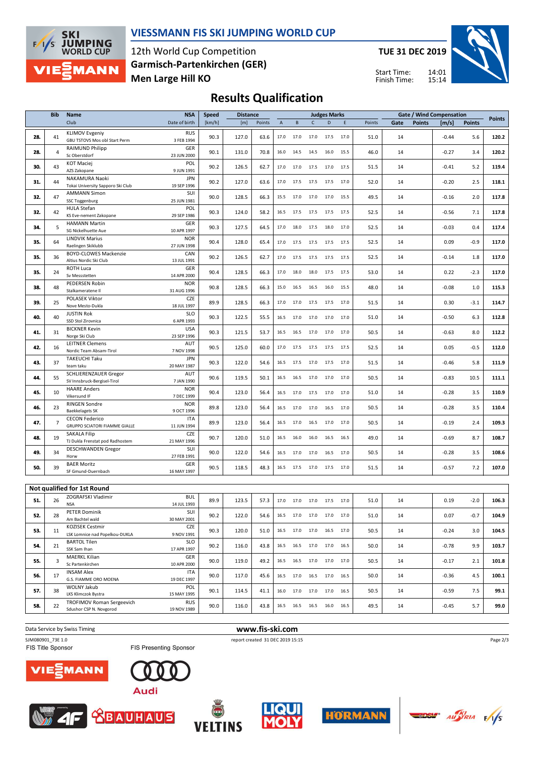# VIESSMANN FIS SKI JUMPING WORLD CUP

12th World Cup Competition
**Garmisch-Partenkirchen (GER)**
**Men Large Hill KO**

**TUE 31 DEC 2019**

Start Time: 14:01
Finish Time: 15:14

## Results Qualification

| | Bib | Name / Club | NSA / Date of birth | Speed [km/h] | Distance [m] | Distance Points | A | B | C | D | E | Judges Points | Gate | Gate Points | Wind [m/s] | Wind Points | Points |
|---|---|---|---|---|---|---|---|---|---|---|---|---|---|---|---|---|---|
| 28. | 41 | KLIMOV Evgeniy / GBU TSTOVS Mos obl Start Perm | RUS / 3 FEB 1994 | 90.3 | 127.0 | 63.6 | 17.0 | 17.0 | 17.0 | 17.5 | 17.0 | 51.0 | 14 | | -0.44 | 5.6 | 120.2 |
| 28. | 4 | RAIMUND Philipp / Sc Oberstdorf | GER / 23 JUN 2000 | 90.1 | 131.0 | 70.8 | 16.0 | 14.5 | 14.5 | 16.0 | 15.5 | 46.0 | 14 | | -0.27 | 3.4 | 120.2 |
| 30. | 43 | KOT Maciej / AZS Zakopane | POL / 9 JUN 1991 | 90.2 | 126.5 | 62.7 | 17.0 | 17.0 | 17.5 | 17.0 | 17.5 | 51.5 | 14 | | -0.41 | 5.2 | 119.4 |
| 31. | 44 | NAKAMURA Naoki / Tokai University Sapporo Ski Club | JPN / 19 SEP 1996 | 90.2 | 127.0 | 63.6 | 17.0 | 17.5 | 17.5 | 17.5 | 17.0 | 52.0 | 14 | | -0.20 | 2.5 | 118.1 |
| 32. | 47 | AMMANN Simon / SSC Toggenburg | SUI / 25 JUN 1981 | 90.0 | 128.5 | 66.3 | 15.5 | 17.0 | 17.0 | 17.0 | 15.5 | 49.5 | 14 | | -0.16 | 2.0 | 117.8 |
| 32. | 42 | HULA Stefan / KS Eve-nement Zakopane | POL / 29 SEP 1986 | 90.3 | 124.0 | 58.2 | 16.5 | 17.5 | 17.5 | 17.5 | 17.5 | 52.5 | 14 | | -0.56 | 7.1 | 117.8 |
| 34. | 5 | HAMANN Martin / SG Nickelhuette Aue | GER / 10 APR 1997 | 90.3 | 127.5 | 64.5 | 17.0 | 18.0 | 17.5 | 18.0 | 17.0 | 52.5 | 14 | | -0.03 | 0.4 | 117.4 |
| 35. | 64 | LINDVIK Marius / Raelingen Skiklubb | NOR / 27 JUN 1998 | 90.4 | 128.0 | 65.4 | 17.0 | 17.5 | 17.5 | 17.5 | 17.5 | 52.5 | 14 | | 0.09 | -0.9 | 117.0 |
| 35. | 36 | BOYD-CLOWES Mackenzie / Altius Nordic Ski Club | CAN / 13 JUL 1991 | 90.2 | 126.5 | 62.7 | 17.0 | 17.5 | 17.5 | 17.5 | 17.5 | 52.5 | 14 | | -0.14 | 1.8 | 117.0 |
| 35. | 24 | ROTH Luca / Sv Messstetten | GER / 14 APR 2000 | 90.4 | 128.5 | 66.3 | 17.0 | 18.0 | 18.0 | 17.5 | 17.5 | 53.0 | 14 | | 0.22 | -2.3 | 117.0 |
| 38. | 48 | PEDERSEN Robin / Stalkameratene Il | NOR / 31 AUG 1996 | 90.8 | 128.5 | 66.3 | 15.0 | 16.5 | 16.5 | 16.0 | 15.5 | 48.0 | 14 | | -0.08 | 1.0 | 115.3 |
| 39. | 25 | POLASEK Viktor / Nove Mesto-Dukla | CZE / 18 JUL 1997 | 89.9 | 128.5 | 66.3 | 17.0 | 17.0 | 17.5 | 17.5 | 17.0 | 51.5 | 14 | | 0.30 | -3.1 | 114.7 |
| 40. | 40 | JUSTIN Rok / SSD Stol Zirovnica | SLO / 6 APR 1993 | 90.3 | 122.5 | 55.5 | 16.5 | 17.0 | 17.0 | 17.0 | 17.0 | 51.0 | 14 | | -0.50 | 6.3 | 112.8 |
| 41. | 31 | BICKNER Kevin / Norge Ski Club | USA / 23 SEP 1996 | 90.3 | 121.5 | 53.7 | 16.5 | 16.5 | 17.0 | 17.0 | 17.0 | 50.5 | 14 | | -0.63 | 8.0 | 112.2 |
| 42. | 16 | LEITNER Clemens / Nordic Team Absam-Tirol | AUT / 7 NOV 1998 | 90.5 | 125.0 | 60.0 | 17.0 | 17.5 | 17.5 | 17.5 | 17.5 | 52.5 | 14 | | 0.05 | -0.5 | 112.0 |
| 43. | 37 | TAKEUCHI Taku / team taku | JPN / 20 MAY 1987 | 90.3 | 122.0 | 54.6 | 16.5 | 17.5 | 17.0 | 17.5 | 17.0 | 51.5 | 14 | | -0.46 | 5.8 | 111.9 |
| 44. | 55 | SCHLIERENZAUER Gregor / SV Innsbruck-Bergisel-Tirol | AUT / 7 JAN 1990 | 90.6 | 119.5 | 50.1 | 16.5 | 16.5 | 17.0 | 17.0 | 17.0 | 50.5 | 14 | | -0.83 | 10.5 | 111.1 |
| 45. | 10 | HAARE Anders / Vikersund IF | NOR / 7 DEC 1999 | 90.4 | 123.0 | 56.4 | 16.5 | 17.0 | 17.5 | 17.0 | 17.0 | 51.0 | 14 | | -0.28 | 3.5 | 110.9 |
| 46. | 23 | RINGEN Sondre / Baekkelagets SK | NOR / 9 OCT 1996 | 89.8 | 123.0 | 56.4 | 16.5 | 17.0 | 17.0 | 16.5 | 17.0 | 50.5 | 14 | | -0.28 | 3.5 | 110.4 |
| 47. | 7 | CECON Federico / GRUPPO SCIATORI FIAMME GIALLE | ITA / 11 JUN 1994 | 89.9 | 123.0 | 56.4 | 16.5 | 17.0 | 16.5 | 17.0 | 17.0 | 50.5 | 14 | | -0.19 | 2.4 | 109.3 |
| 48. | 19 | SAKALA Filip / TJ Dukla Frenstat pod Radhostem | CZE / 21 MAY 1996 | 90.7 | 120.0 | 51.0 | 16.5 | 16.0 | 16.0 | 16.5 | 16.5 | 49.0 | 14 | | -0.69 | 8.7 | 108.7 |
| 49. | 34 | DESCHWANDEN Gregor / Horw | SUI / 27 FEB 1991 | 90.0 | 122.0 | 54.6 | 16.5 | 17.0 | 17.0 | 16.5 | 17.0 | 50.5 | 14 | | -0.28 | 3.5 | 108.6 |
| 50. | 39 | BAER Moritz / SF Gmund-Duernbach | GER / 16 MAY 1997 | 90.5 | 118.5 | 48.3 | 16.5 | 17.5 | 17.0 | 17.5 | 17.0 | 51.5 | 14 | | -0.57 | 7.2 | 107.0 |

### Not qualified for 1st Round

| | Bib | Name / Club | NSA / Date of birth | Speed [km/h] | Distance [m] | Distance Points | A | B | C | D | E | Judges Points | Gate | Gate Points | Wind [m/s] | Wind Points | Points |
|---|---|---|---|---|---|---|---|---|---|---|---|---|---|---|---|---|---|
| 51. | 26 | ZOGRAFSKI Vladimir / NSA | BUL / 14 JUL 1993 | 89.9 | 123.5 | 57.3 | 17.0 | 17.0 | 17.0 | 17.5 | 17.0 | 51.0 | 14 | | 0.19 | -2.0 | 106.3 |
| 52. | 28 | PETER Dominik / Am Bachtel wald | SUI / 30 MAY 2001 | 90.2 | 122.0 | 54.6 | 16.5 | 17.0 | 17.0 | 17.0 | 17.0 | 51.0 | 14 | | 0.07 | -0.7 | 104.9 |
| 53. | 11 | KOZISEK Cestmir / LSK Lomnice nad Popelkou-DUKLA | CZE / 9 NOV 1991 | 90.3 | 120.0 | 51.0 | 16.5 | 17.0 | 17.0 | 16.5 | 17.0 | 50.5 | 14 | | -0.24 | 3.0 | 104.5 |
| 54. | 21 | BARTOL Tilen / SSK Sam Ihan | SLO / 17 APR 1997 | 90.2 | 116.0 | 43.8 | 16.5 | 16.5 | 17.0 | 17.0 | 16.5 | 50.0 | 14 | | -0.78 | 9.9 | 103.7 |
| 55. | 3 | MAERKL Kilian / Sc Partenkirchen | GER / 10 APR 2000 | 90.0 | 119.0 | 49.2 | 16.5 | 16.5 | 17.0 | 17.0 | 17.0 | 50.5 | 14 | | -0.17 | 2.1 | 101.8 |
| 56. | 17 | INSAM Alex / G.S. FIAMME ORO MOENA | ITA / 19 DEC 1997 | 90.0 | 117.0 | 45.6 | 16.5 | 17.0 | 16.5 | 17.0 | 16.5 | 50.0 | 14 | | -0.36 | 4.5 | 100.1 |
| 57. | 38 | WOLNY Jakub / LKS Klimczok Bystra | POL / 15 MAY 1995 | 90.1 | 114.5 | 41.1 | 16.0 | 17.0 | 17.0 | 17.0 | 16.5 | 50.5 | 14 | | -0.59 | 7.5 | 99.1 |
| 58. | 22 | TROFIMOV Roman Sergeevich / Sdushor CSP N. Novgorod | RUS / 19 NOV 1989 | 90.0 | 116.0 | 43.8 | 16.5 | 16.5 | 16.5 | 16.0 | 16.5 | 49.5 | 14 | | -0.45 | 5.7 | 99.0 |

Data Service by Swiss Timing — www.fis-ski.com

SJM080901_73E 1.0 — report created 31 DEC 2019 15:15

FIS Title Sponsor — FIS Presenting Sponsor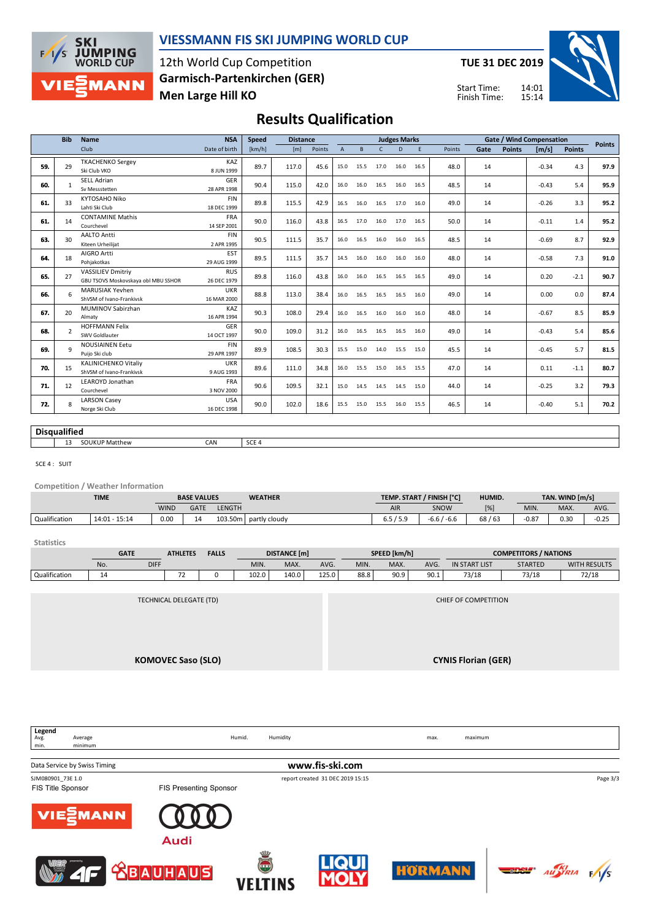# VIESSMANN FIS SKI JUMPING WORLD CUP

12th World Cup Competition
**Garmisch-Partenkirchen (GER)**
**Men Large Hill KO**

**TUE 31 DEC 2019**

Start Time: 14:01
Finish Time: 15:14

## Results Qualification

| | Bib | Name / Club | NSA / Date of birth | Speed [km/h] | Distance [m] | Distance Points | A | B | C | D | E | Judges Points | Gate | Gate Points | Wind [m/s] | Wind Points | Points |
|---|---|---|---|---|---|---|---|---|---|---|---|---|---|---|---|---|---|
| 59. | 29 | TKACHENKO Sergey / Ski Club VKO | KAZ / 8 JUN 1999 | 89.7 | 117.0 | 45.6 | 15.0 | 15.5 | 17.0 | 16.0 | 16.5 | 48.0 | 14 | | -0.34 | 4.3 | 97.9 |
| 60. | 1 | SELL Adrian / Sv Messstetten | GER / 28 APR 1998 | 90.4 | 115.0 | 42.0 | 16.0 | 16.0 | 16.5 | 16.0 | 16.5 | 48.5 | 14 | | -0.43 | 5.4 | 95.9 |
| 61. | 33 | KYTOSAHO Niko / Lahti Ski Club | FIN / 18 DEC 1999 | 89.8 | 115.5 | 42.9 | 16.5 | 16.0 | 16.5 | 17.0 | 16.0 | 49.0 | 14 | | -0.26 | 3.3 | 95.2 |
| 61. | 14 | CONTAMINE Mathis / Courchevel | FRA / 14 SEP 2001 | 90.0 | 116.0 | 43.8 | 16.5 | 17.0 | 16.0 | 17.0 | 16.5 | 50.0 | 14 | | -0.11 | 1.4 | 95.2 |
| 63. | 30 | AALTO Antti / Kiteen Urheilijat | FIN / 2 APR 1995 | 90.5 | 111.5 | 35.7 | 16.0 | 16.5 | 16.0 | 16.0 | 16.5 | 48.5 | 14 | | -0.69 | 8.7 | 92.9 |
| 64. | 18 | AIGRO Artti / Pohjakotkas | EST / 29 AUG 1999 | 89.5 | 111.5 | 35.7 | 14.5 | 16.0 | 16.0 | 16.0 | 16.0 | 48.0 | 14 | | -0.58 | 7.3 | 91.0 |
| 65. | 27 | VASSILIEV Dmitriy / GBU TSOVS Moskovskaya obl MBU SSHOR | RUS / 26 DEC 1979 | 89.8 | 116.0 | 43.8 | 16.0 | 16.0 | 16.5 | 16.5 | 16.5 | 49.0 | 14 | | 0.20 | -2.1 | 90.7 |
| 66. | 6 | MARUSIAK Yevhen / ShVSM of Ivano-Frankivsk | UKR / 16 MAR 2000 | 88.8 | 113.0 | 38.4 | 16.0 | 16.5 | 16.5 | 16.5 | 16.0 | 49.0 | 14 | | 0.00 | 0.0 | 87.4 |
| 67. | 20 | MUMINOV Sabirzhan / Almaty | KAZ / 16 APR 1994 | 90.3 | 108.0 | 29.4 | 16.0 | 16.5 | 16.0 | 16.0 | 16.0 | 48.0 | 14 | | -0.67 | 8.5 | 85.9 |
| 68. | 2 | HOFFMANN Felix / SWV Goldlauter | GER / 14 OCT 1997 | 90.0 | 109.0 | 31.2 | 16.0 | 16.5 | 16.5 | 16.5 | 16.0 | 49.0 | 14 | | -0.43 | 5.4 | 85.6 |
| 69. | 9 | NOUSIAINEN Eetu / Puijo Ski club | FIN / 29 APR 1997 | 89.9 | 108.5 | 30.3 | 15.5 | 15.0 | 14.0 | 15.5 | 15.0 | 45.5 | 14 | | -0.45 | 5.7 | 81.5 |
| 70. | 15 | KALINICHENKO Vitaliy / ShVSM of Ivano-Frankivsk | UKR / 9 AUG 1993 | 89.6 | 111.0 | 34.8 | 16.0 | 15.5 | 15.0 | 16.5 | 15.5 | 47.0 | 14 | | 0.11 | -1.1 | 80.7 |
| 71. | 12 | LEAROYD Jonathan / Courchevel | FRA / 3 NOV 2000 | 90.6 | 109.5 | 32.1 | 15.0 | 14.5 | 14.5 | 14.5 | 15.0 | 44.0 | 14 | | -0.25 | 3.2 | 79.3 |
| 72. | 8 | LARSON Casey / Norge Ski Club | USA / 16 DEC 1998 | 90.0 | 102.0 | 18.6 | 15.5 | 15.0 | 15.5 | 16.0 | 15.5 | 46.5 | 14 | | -0.40 | 5.1 | 70.2 |

### Disqualified

| Bib | Name | NSA | Reason |
|---|---|---|---|
| 13 | SOUKUP Matthew | CAN | SCE 4 |

SCE 4 : SUIT

### Competition / Weather Information

| | TIME | BASE VALUES WIND | BASE VALUES GATE | BASE VALUES LENGTH | WEATHER | TEMP. START / FINISH [°C] AIR | TEMP. START / FINISH [°C] SNOW | HUMID. [%] | TAN. WIND [m/s] MIN. | TAN. WIND [m/s] MAX. | TAN. WIND [m/s] AVG. |
|---|---|---|---|---|---|---|---|---|---|---|---|
| Qualification | 14:01 - 15:14 | 0.00 | 14 | 103.50m | partly cloudy | 6.5 / 5.9 | -6.6 / -6.6 | 68 / 63 | -0.87 | 0.30 | -0.25 |

### Statistics

| | GATE No. | GATE DIFF | ATHLETES | FALLS | DISTANCE [m] MIN. | DISTANCE [m] MAX. | DISTANCE [m] AVG. | SPEED [km/h] MIN. | SPEED [km/h] MAX. | SPEED [km/h] AVG. | IN START LIST | STARTED | WITH RESULTS |
|---|---|---|---|---|---|---|---|---|---|---|---|---|---|
| Qualification | 14 | | 72 | 0 | 102.0 | 140.0 | 125.0 | 88.8 | 90.9 | 90.1 | 73/18 | 73/18 | 72/18 |

TECHNICAL DELEGATE (TD): **KOMOVEC Saso (SLO)**

CHIEF OF COMPETITION: **CYNIS Florian (GER)**

**Legend**
Avg. Average
min. minimum
Humid. Humidity
max. maximum

Data Service by Swiss Timing
www.fis-ski.com
SJM080901_73E 1.0
report created 31 DEC 2019 15:15

FIS Title Sponsor
FIS Presenting Sponsor